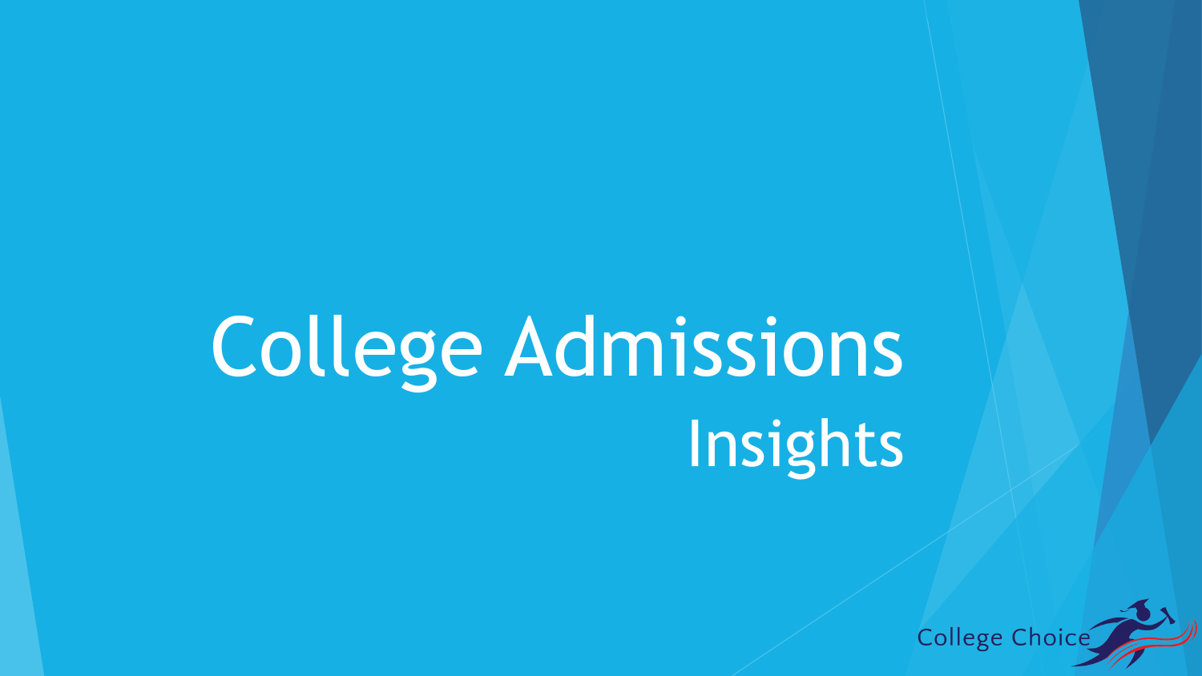# College Admissions

## Insights

College Choice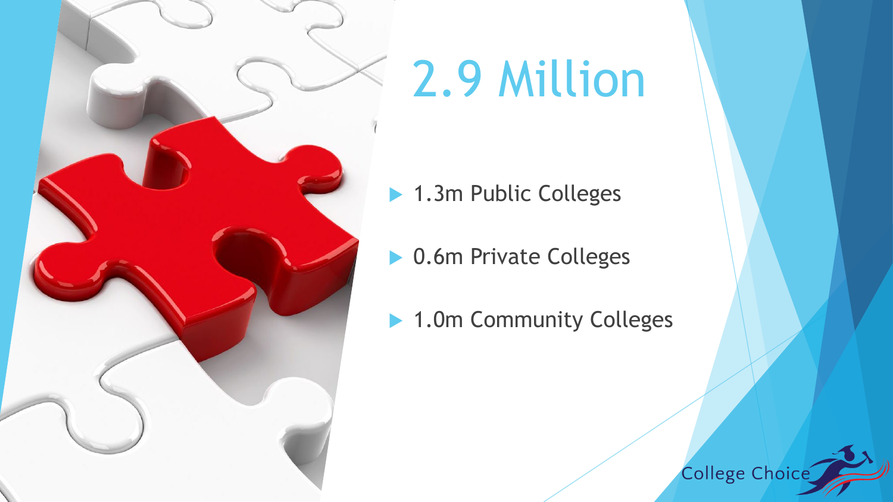# 2.9 Million

- 1.3m Public Colleges
- 0.6m Private Colleges
- 1.0m Community Colleges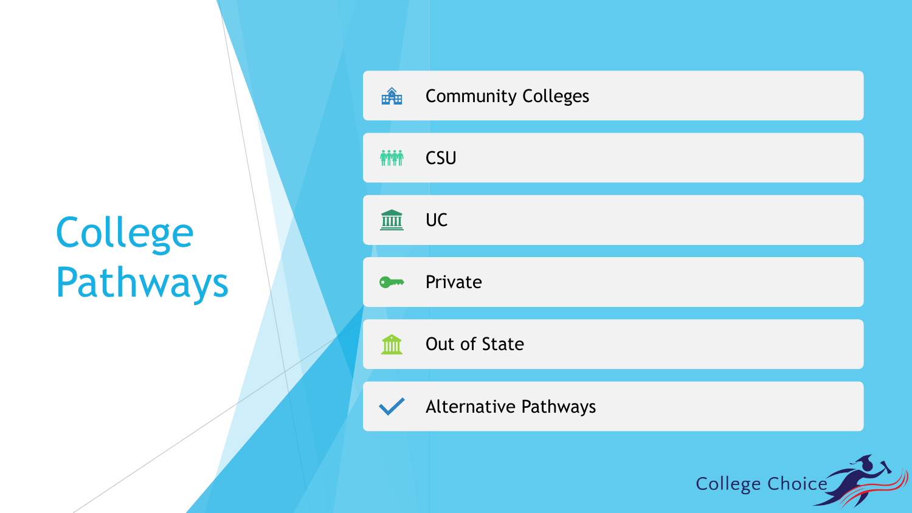# College Pathways

- Community Colleges
- CSU
- UC
- Private
- Out of State
- Alternative Pathways

College Choice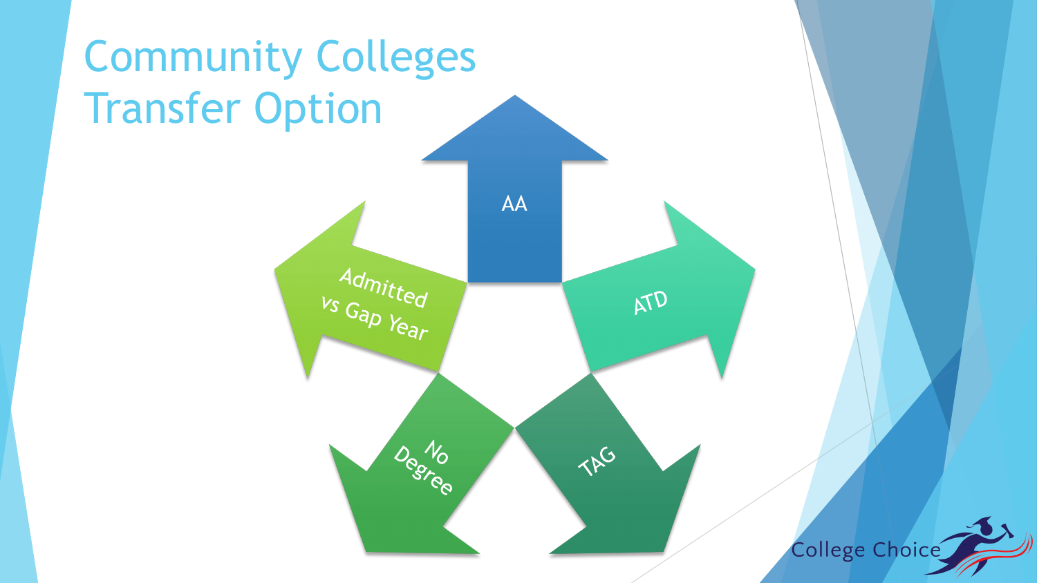# Community Colleges Transfer Option

- AA
- ATD
- TAG
- No Degree
- Admitted vs Gap Year

College Choice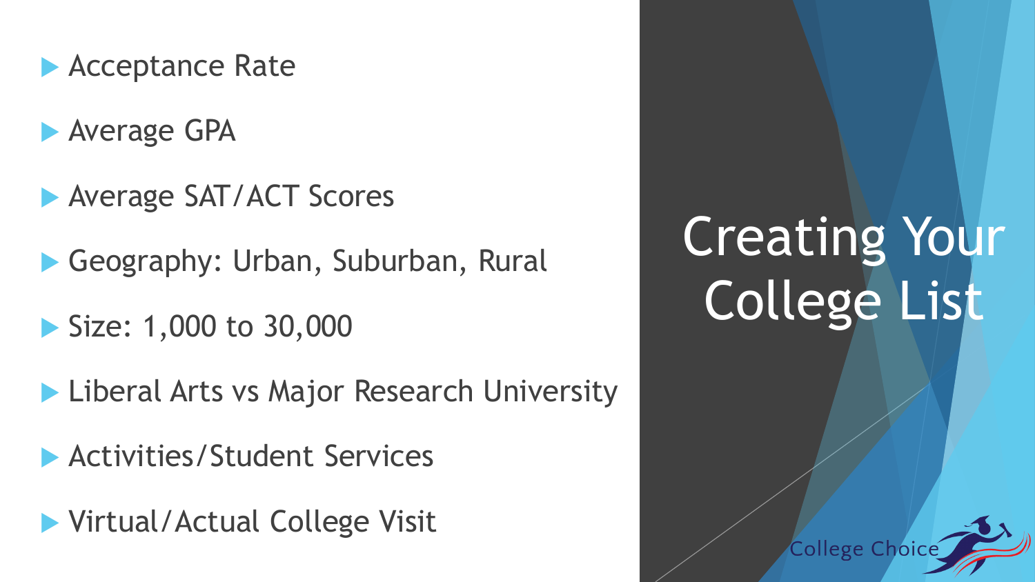# Creating Your College List

- Acceptance Rate
- Average GPA
- Average SAT/ACT Scores
- Geography: Urban, Suburban, Rural
- Size: 1,000 to 30,000
- Liberal Arts vs Major Research University
- Activities/Student Services
- Virtual/Actual College Visit

College Choice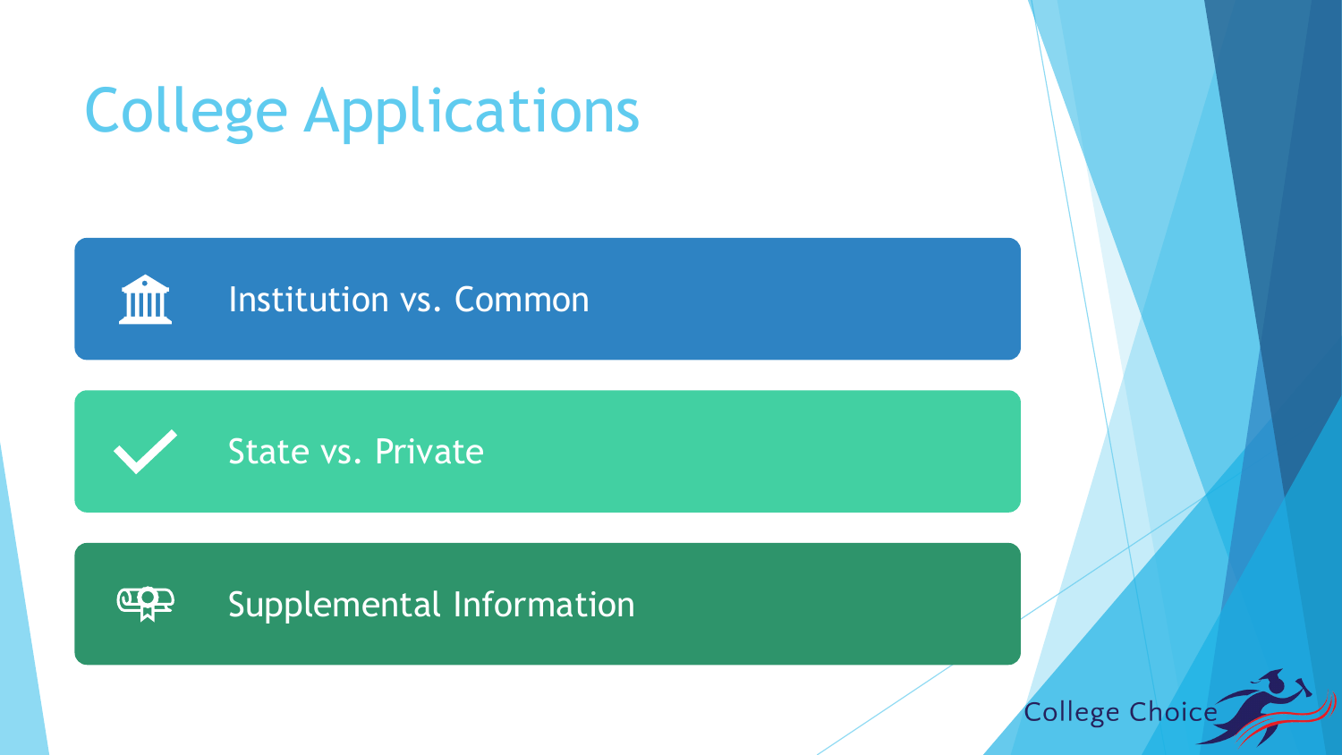# College Applications

- Institution vs. Common
- State vs. Private
- Supplemental Information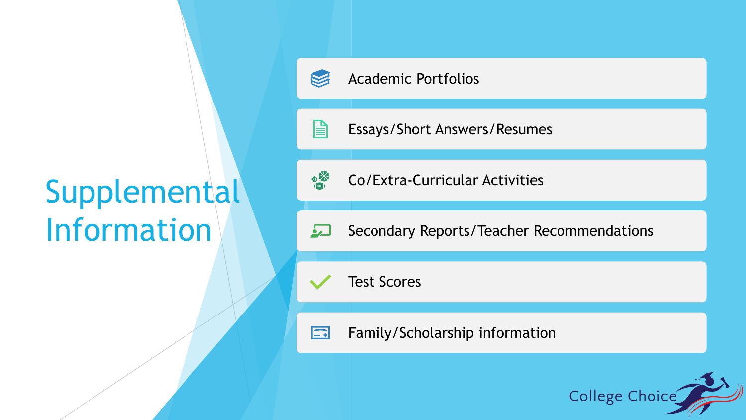# Supplemental Information

- Academic Portfolios
- Essays/Short Answers/Resumes
- Co/Extra-Curricular Activities
- Secondary Reports/Teacher Recommendations
- Test Scores
- Family/Scholarship information

College Choice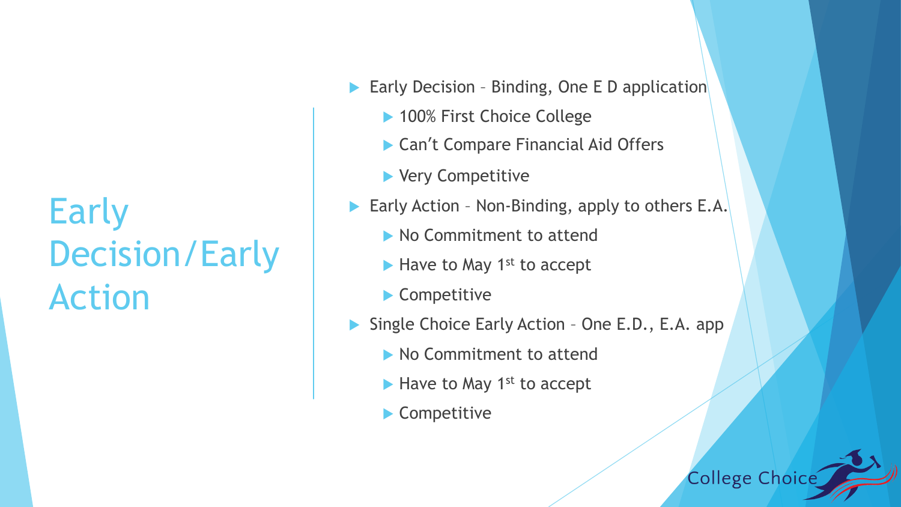# Early Decision/Early Action

- Early Decision – Binding, One E D application
  - 100% First Choice College
  - Can't Compare Financial Aid Offers
  - Very Competitive
- Early Action – Non-Binding, apply to others E.A.
  - No Commitment to attend
  - Have to May 1st to accept
  - Competitive
- Single Choice Early Action – One E.D., E.A. app
  - No Commitment to attend
  - Have to May 1st to accept
  - Competitive

College Choice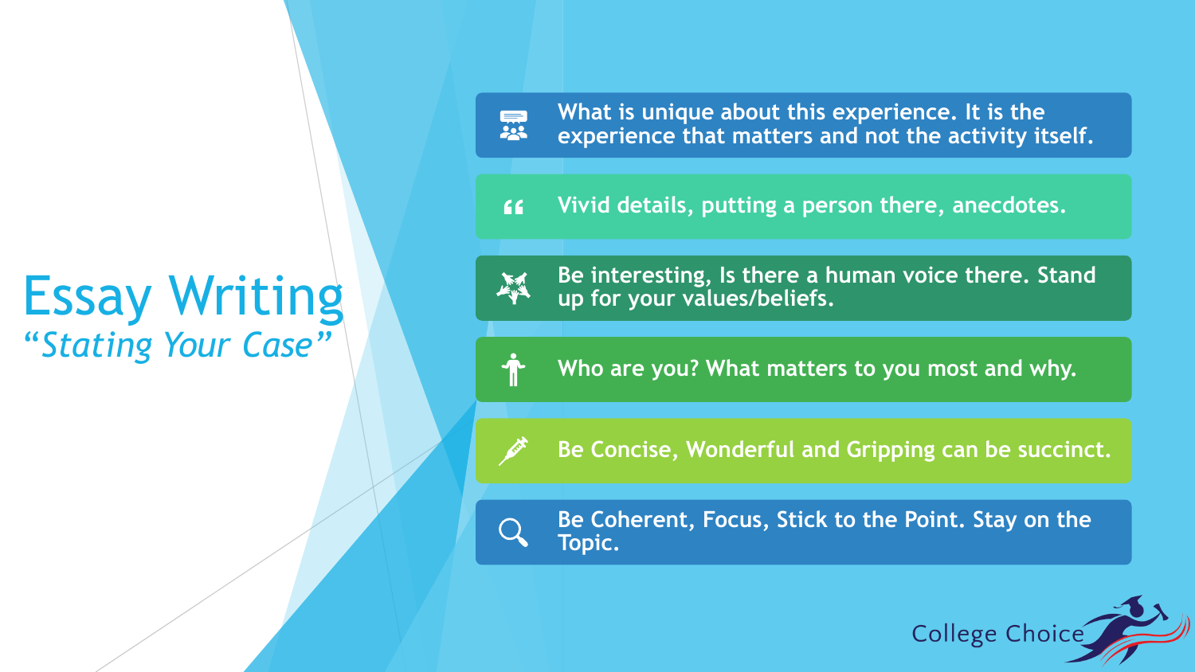# Essay Writing

*"Stating Your Case"*

- What is unique about this experience. It is the experience that matters and not the activity itself.
- Vivid details, putting a person there, anecdotes.
- Be interesting, Is there a human voice there. Stand up for your values/beliefs.
- Who are you? What matters to you most and why.
- Be Concise, Wonderful and Gripping can be succinct.
- Be Coherent, Focus, Stick to the Point. Stay on the Topic.

College Choice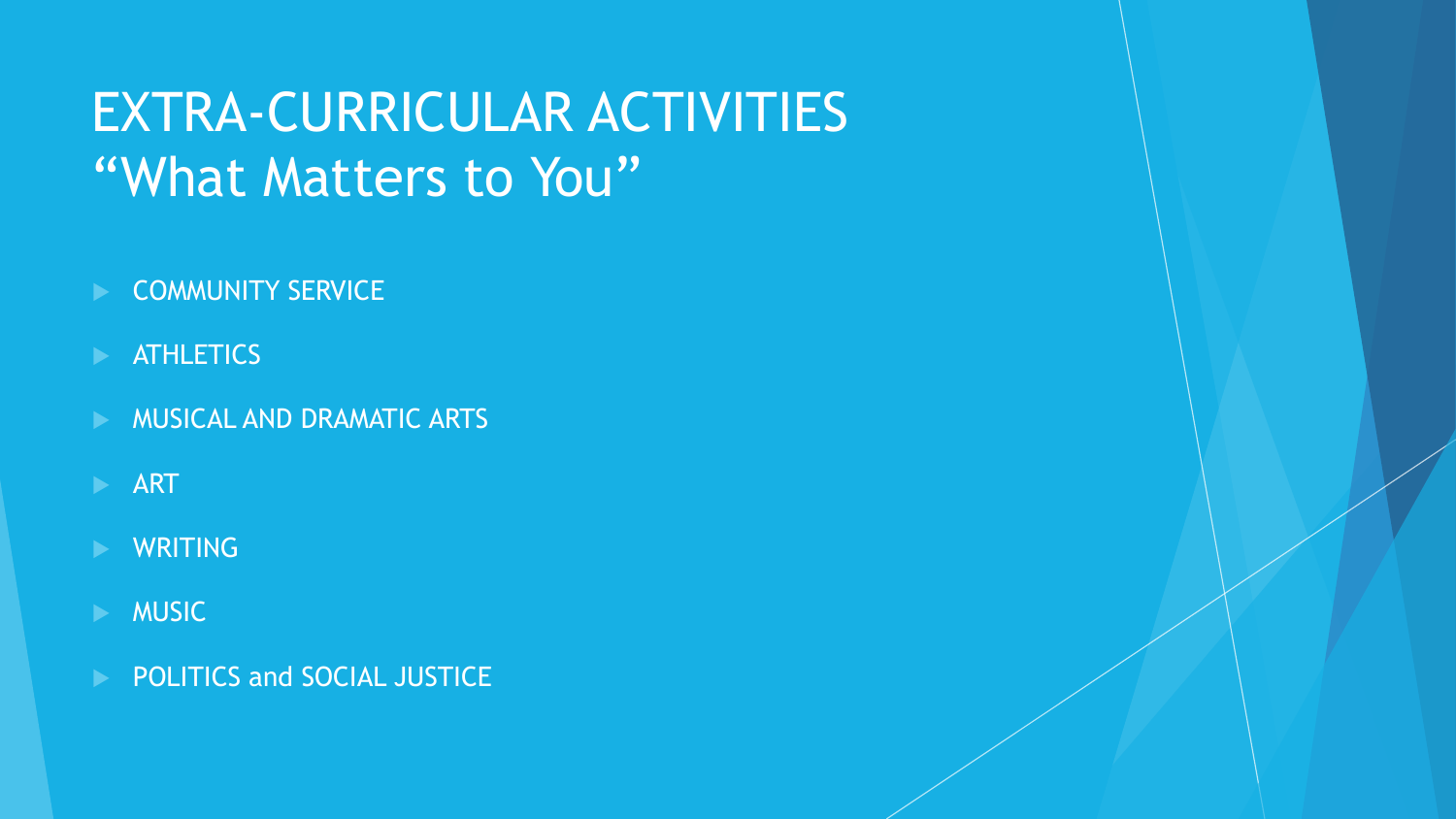# EXTRA-CURRICULAR ACTIVITIES
# "What Matters to You"

- COMMUNITY SERVICE
- ATHLETICS
- MUSICAL AND DRAMATIC ARTS
- ART
- WRITING
- MUSIC
- POLITICS and SOCIAL JUSTICE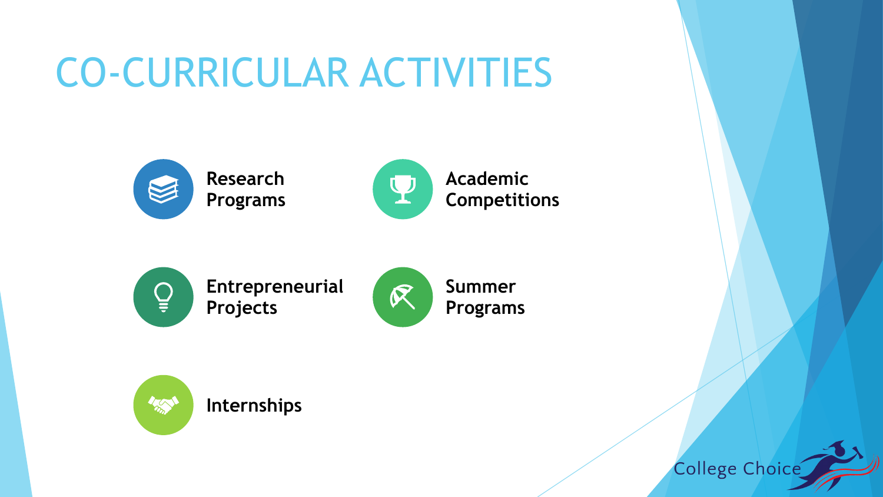# CO-CURRICULAR ACTIVITIES

- Research Programs
- Academic Competitions
- Entrepreneurial Projects
- Summer Programs
- Internships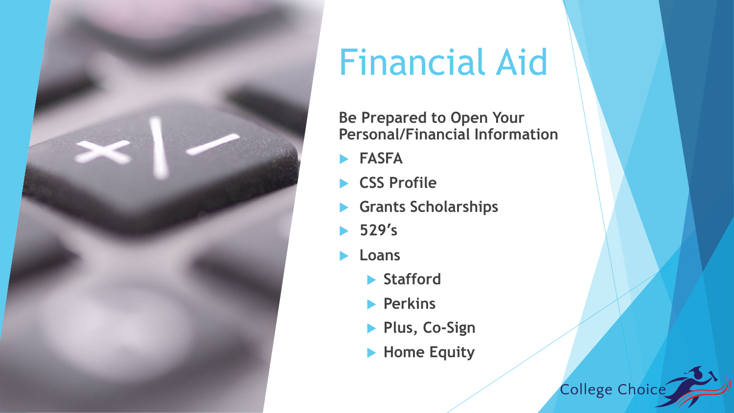# Financial Aid

**Be Prepared to Open Your Personal/Financial Information**

- **FASFA**
- **CSS Profile**
- **Grants Scholarships**
- **529's**
- **Loans**
  - **Stafford**
  - **Perkins**
  - **Plus, Co-Sign**
  - **Home Equity**

College Choice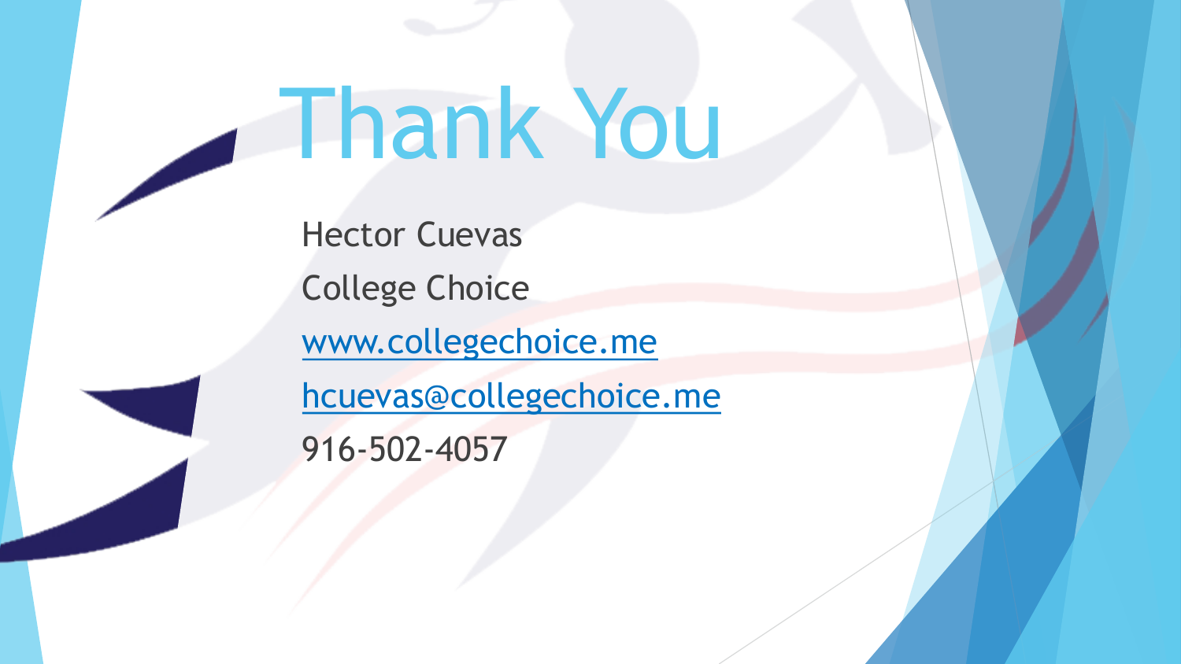# Thank You

Hector Cuevas

College Choice

www.collegechoice.me

hcuevas@collegechoice.me

916-502-4057